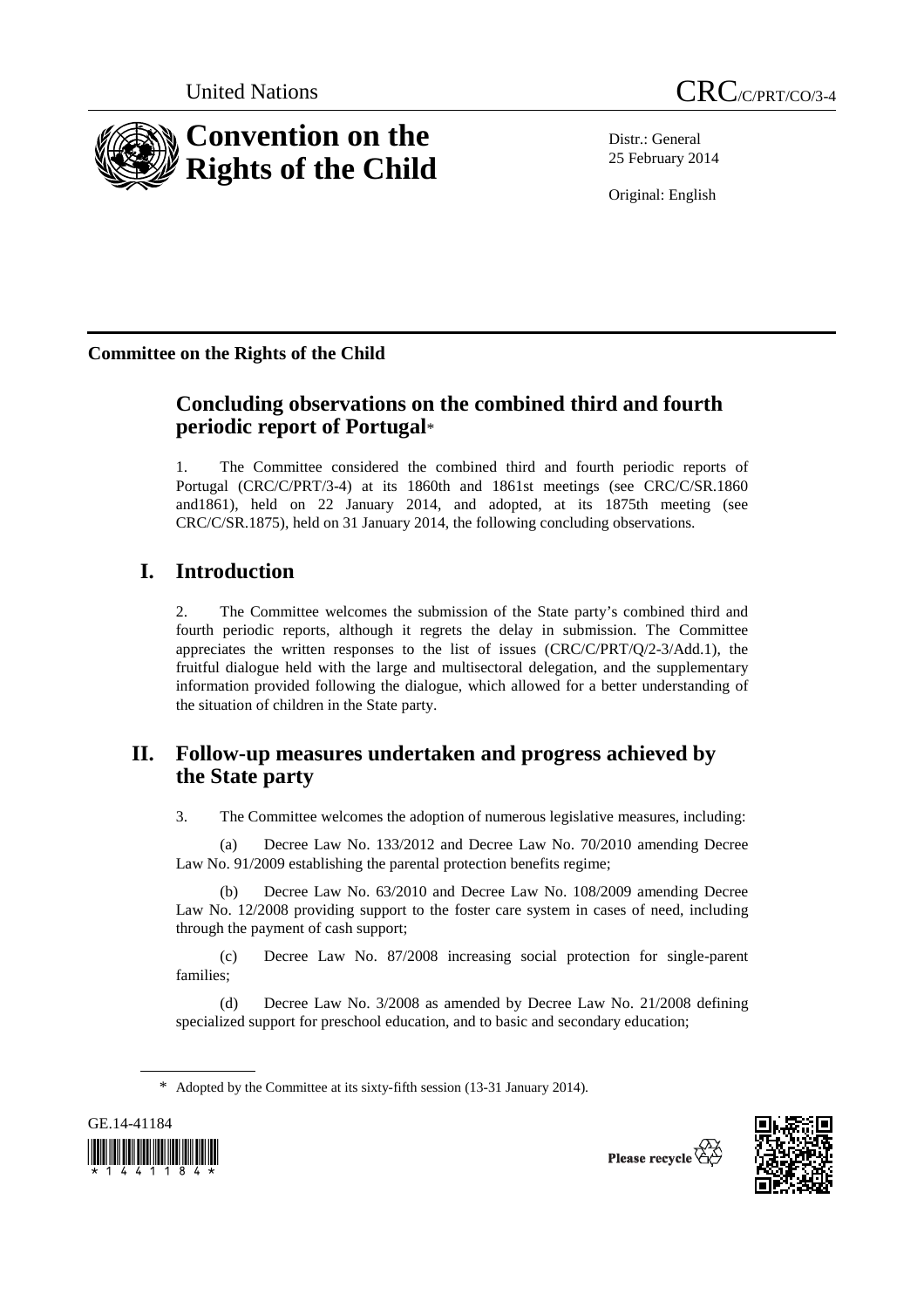United Nations CRC/C/PRT/CO/3-4

# Convention on the Rights of the Child

Distr.: General
25 February 2014

Original: English

**Committee on the Rights of the Child**

## Concluding observations on the combined third and fourth periodic report of Portugal*

1. The Committee considered the combined third and fourth periodic reports of Portugal (CRC/C/PRT/3-4) at its 1860th and 1861st meetings (see CRC/C/SR.1860 and1861), held on 22 January 2014, and adopted, at its 1875th meeting (see CRC/C/SR.1875), held on 31 January 2014, the following concluding observations.

## I. Introduction

2. The Committee welcomes the submission of the State party's combined third and fourth periodic reports, although it regrets the delay in submission. The Committee appreciates the written responses to the list of issues (CRC/C/PRT/Q/2-3/Add.1), the fruitful dialogue held with the large and multisectoral delegation, and the supplementary information provided following the dialogue, which allowed for a better understanding of the situation of children in the State party.

## II. Follow-up measures undertaken and progress achieved by the State party

3. The Committee welcomes the adoption of numerous legislative measures, including:

(a) Decree Law No. 133/2012 and Decree Law No. 70/2010 amending Decree Law No. 91/2009 establishing the parental protection benefits regime;

(b) Decree Law No. 63/2010 and Decree Law No. 108/2009 amending Decree Law No. 12/2008 providing support to the foster care system in cases of need, including through the payment of cash support;

(c) Decree Law No. 87/2008 increasing social protection for single-parent families;

(d) Decree Law No. 3/2008 as amended by Decree Law No. 21/2008 defining specialized support for preschool education, and to basic and secondary education;

\* Adopted by the Committee at its sixty-fifth session (13-31 January 2014).

GE.14-41184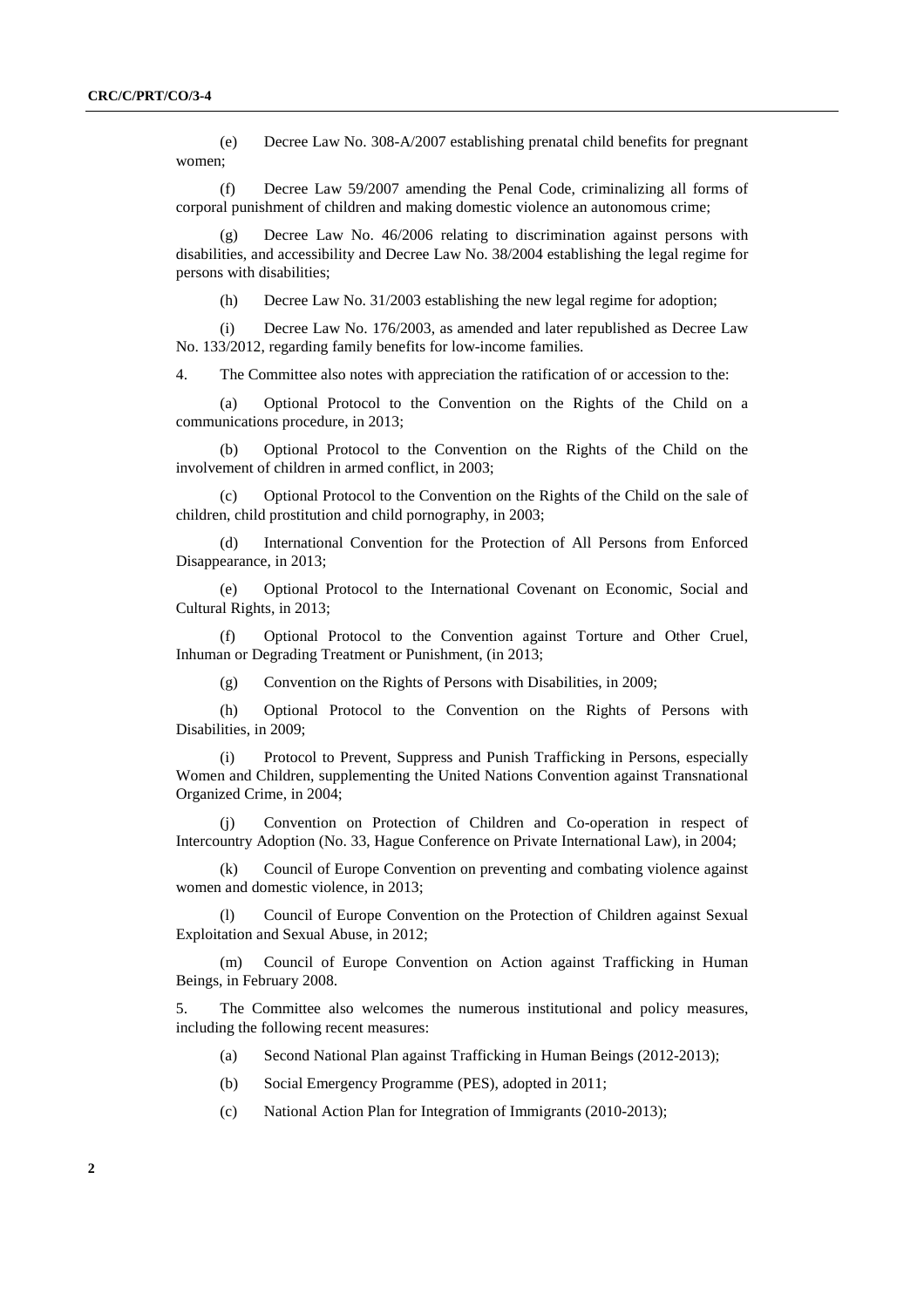(e) Decree Law No. 308-A/2007 establishing prenatal child benefits for pregnant women;

(f) Decree Law 59/2007 amending the Penal Code, criminalizing all forms of corporal punishment of children and making domestic violence an autonomous crime;

(g) Decree Law No. 46/2006 relating to discrimination against persons with disabilities, and accessibility and Decree Law No. 38/2004 establishing the legal regime for persons with disabilities;

(h) Decree Law No. 31/2003 establishing the new legal regime for adoption;

(i) Decree Law No. 176/2003, as amended and later republished as Decree Law No. 133/2012, regarding family benefits for low-income families.

4. The Committee also notes with appreciation the ratification of or accession to the:

(a) Optional Protocol to the Convention on the Rights of the Child on a communications procedure, in 2013;

(b) Optional Protocol to the Convention on the Rights of the Child on the involvement of children in armed conflict, in 2003;

(c) Optional Protocol to the Convention on the Rights of the Child on the sale of children, child prostitution and child pornography, in 2003;

(d) International Convention for the Protection of All Persons from Enforced Disappearance, in 2013;

(e) Optional Protocol to the International Covenant on Economic, Social and Cultural Rights, in 2013;

(f) Optional Protocol to the Convention against Torture and Other Cruel, Inhuman or Degrading Treatment or Punishment, (in 2013;

(g) Convention on the Rights of Persons with Disabilities, in 2009;

(h) Optional Protocol to the Convention on the Rights of Persons with Disabilities, in 2009;

(i) Protocol to Prevent, Suppress and Punish Trafficking in Persons, especially Women and Children, supplementing the United Nations Convention against Transnational Organized Crime, in 2004;

(j) Convention on Protection of Children and Co-operation in respect of Intercountry Adoption (No. 33, Hague Conference on Private International Law), in 2004;

(k) Council of Europe Convention on preventing and combating violence against women and domestic violence, in 2013;

(l) Council of Europe Convention on the Protection of Children against Sexual Exploitation and Sexual Abuse, in 2012;

(m) Council of Europe Convention on Action against Trafficking in Human Beings, in February 2008.

5. The Committee also welcomes the numerous institutional and policy measures, including the following recent measures:

(a) Second National Plan against Trafficking in Human Beings (2012-2013);

(b) Social Emergency Programme (PES), adopted in 2011;

(c) National Action Plan for Integration of Immigrants (2010-2013);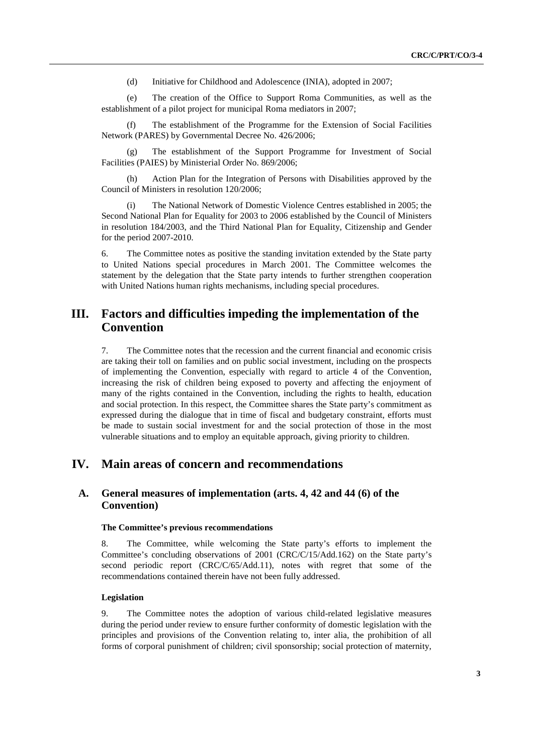(d) Initiative for Childhood and Adolescence (INIA), adopted in 2007;

(e) The creation of the Office to Support Roma Communities, as well as the establishment of a pilot project for municipal Roma mediators in 2007;

(f) The establishment of the Programme for the Extension of Social Facilities Network (PARES) by Governmental Decree No. 426/2006;

(g) The establishment of the Support Programme for Investment of Social Facilities (PAIES) by Ministerial Order No. 869/2006;

(h) Action Plan for the Integration of Persons with Disabilities approved by the Council of Ministers in resolution 120/2006;

(i) The National Network of Domestic Violence Centres established in 2005; the Second National Plan for Equality for 2003 to 2006 established by the Council of Ministers in resolution 184/2003, and the Third National Plan for Equality, Citizenship and Gender for the period 2007-2010.

6. The Committee notes as positive the standing invitation extended by the State party to United Nations special procedures in March 2001. The Committee welcomes the statement by the delegation that the State party intends to further strengthen cooperation with United Nations human rights mechanisms, including special procedures.

# III. Factors and difficulties impeding the implementation of the Convention

7. The Committee notes that the recession and the current financial and economic crisis are taking their toll on families and on public social investment, including on the prospects of implementing the Convention, especially with regard to article 4 of the Convention, increasing the risk of children being exposed to poverty and affecting the enjoyment of many of the rights contained in the Convention, including the rights to health, education and social protection. In this respect, the Committee shares the State party's commitment as expressed during the dialogue that in time of fiscal and budgetary constraint, efforts must be made to sustain social investment for and the social protection of those in the most vulnerable situations and to employ an equitable approach, giving priority to children.

# IV. Main areas of concern and recommendations

## A. General measures of implementation (arts. 4, 42 and 44 (6) of the Convention)

#### The Committee's previous recommendations

8. The Committee, while welcoming the State party's efforts to implement the Committee's concluding observations of 2001 (CRC/C/15/Add.162) on the State party's second periodic report (CRC/C/65/Add.11), notes with regret that some of the recommendations contained therein have not been fully addressed.

#### Legislation

9. The Committee notes the adoption of various child-related legislative measures during the period under review to ensure further conformity of domestic legislation with the principles and provisions of the Convention relating to, inter alia, the prohibition of all forms of corporal punishment of children; civil sponsorship; social protection of maternity,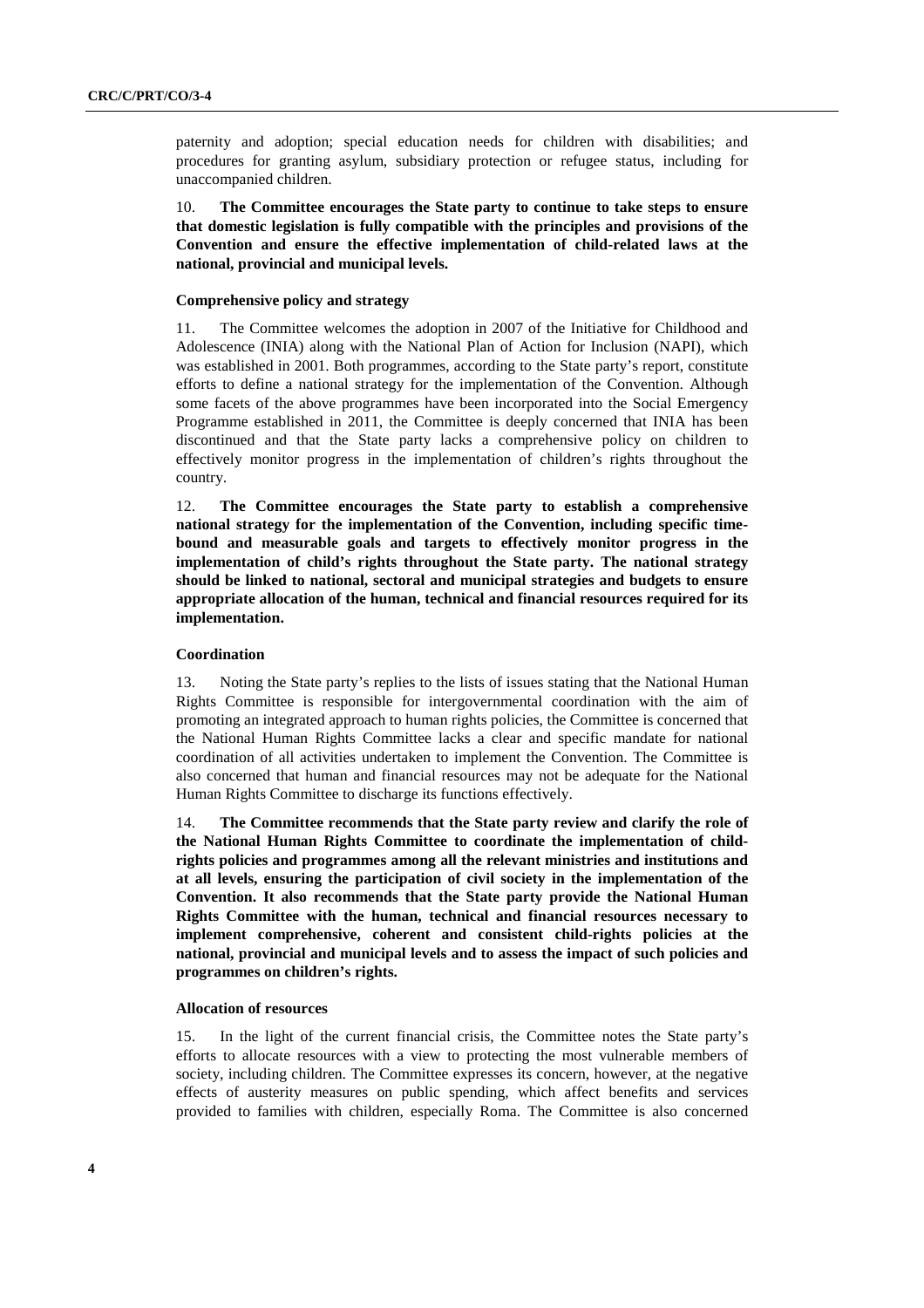paternity and adoption; special education needs for children with disabilities; and procedures for granting asylum, subsidiary protection or refugee status, including for unaccompanied children.

10. **The Committee encourages the State party to continue to take steps to ensure that domestic legislation is fully compatible with the principles and provisions of the Convention and ensure the effective implementation of child-related laws at the national, provincial and municipal levels.**

#### Comprehensive policy and strategy

11. The Committee welcomes the adoption in 2007 of the Initiative for Childhood and Adolescence (INIA) along with the National Plan of Action for Inclusion (NAPI), which was established in 2001. Both programmes, according to the State party's report, constitute efforts to define a national strategy for the implementation of the Convention. Although some facets of the above programmes have been incorporated into the Social Emergency Programme established in 2011, the Committee is deeply concerned that INIA has been discontinued and that the State party lacks a comprehensive policy on children to effectively monitor progress in the implementation of children's rights throughout the country.

12. **The Committee encourages the State party to establish a comprehensive national strategy for the implementation of the Convention, including specific time-bound and measurable goals and targets to effectively monitor progress in the implementation of child's rights throughout the State party. The national strategy should be linked to national, sectoral and municipal strategies and budgets to ensure appropriate allocation of the human, technical and financial resources required for its implementation.**

#### Coordination

13. Noting the State party's replies to the lists of issues stating that the National Human Rights Committee is responsible for intergovernmental coordination with the aim of promoting an integrated approach to human rights policies, the Committee is concerned that the National Human Rights Committee lacks a clear and specific mandate for national coordination of all activities undertaken to implement the Convention. The Committee is also concerned that human and financial resources may not be adequate for the National Human Rights Committee to discharge its functions effectively.

14. **The Committee recommends that the State party review and clarify the role of the National Human Rights Committee to coordinate the implementation of child-rights policies and programmes among all the relevant ministries and institutions and at all levels, ensuring the participation of civil society in the implementation of the Convention. It also recommends that the State party provide the National Human Rights Committee with the human, technical and financial resources necessary to implement comprehensive, coherent and consistent child-rights policies at the national, provincial and municipal levels and to assess the impact of such policies and programmes on children's rights.**

#### Allocation of resources

15. In the light of the current financial crisis, the Committee notes the State party's efforts to allocate resources with a view to protecting the most vulnerable members of society, including children. The Committee expresses its concern, however, at the negative effects of austerity measures on public spending, which affect benefits and services provided to families with children, especially Roma. The Committee is also concerned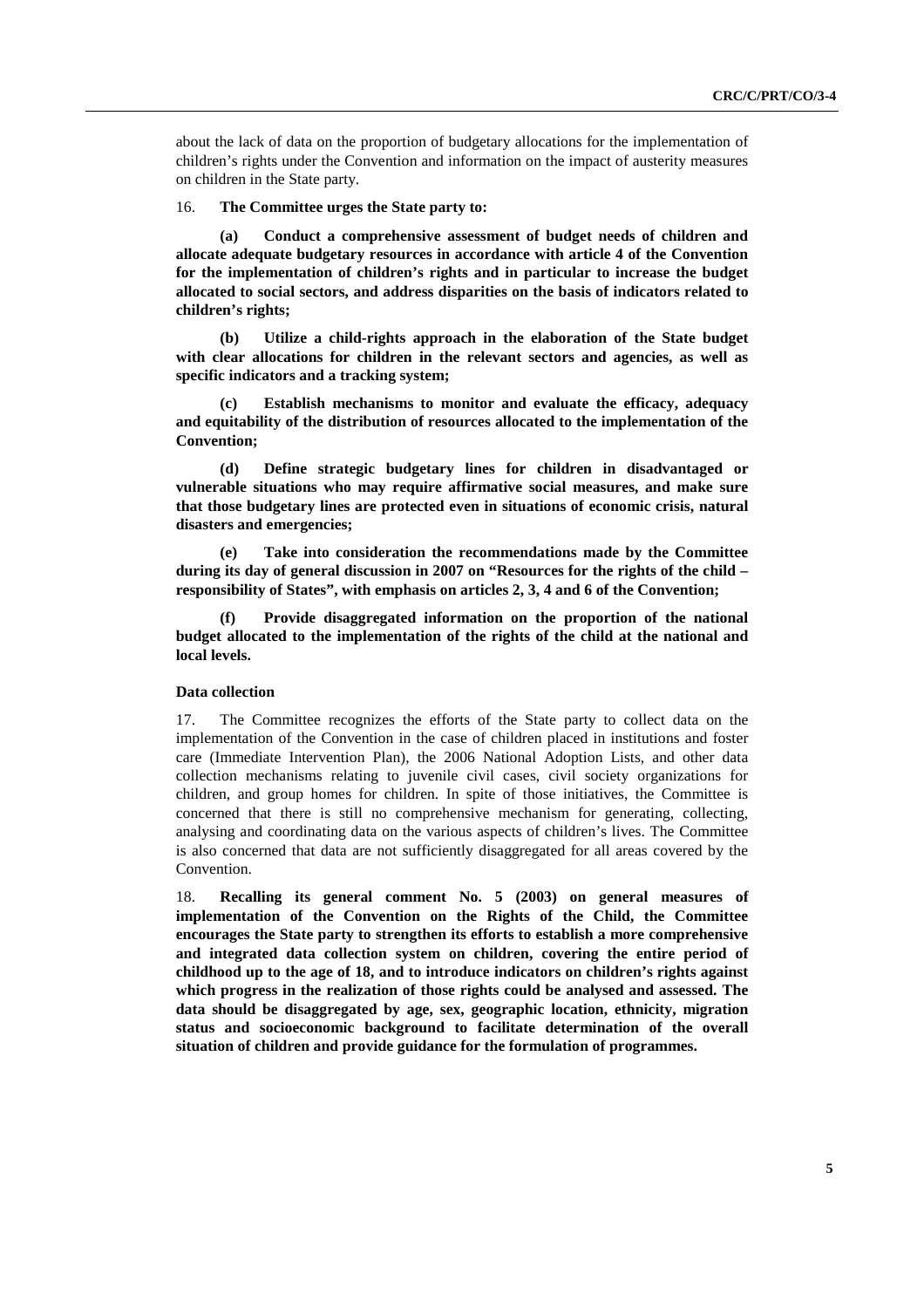about the lack of data on the proportion of budgetary allocations for the implementation of children's rights under the Convention and information on the impact of austerity measures on children in the State party.

16. **The Committee urges the State party to:**

**(a) Conduct a comprehensive assessment of budget needs of children and allocate adequate budgetary resources in accordance with article 4 of the Convention for the implementation of children's rights and in particular to increase the budget allocated to social sectors, and address disparities on the basis of indicators related to children's rights;**

**(b) Utilize a child-rights approach in the elaboration of the State budget with clear allocations for children in the relevant sectors and agencies, as well as specific indicators and a tracking system;**

**(c) Establish mechanisms to monitor and evaluate the efficacy, adequacy and equitability of the distribution of resources allocated to the implementation of the Convention;**

**(d) Define strategic budgetary lines for children in disadvantaged or vulnerable situations who may require affirmative social measures, and make sure that those budgetary lines are protected even in situations of economic crisis, natural disasters and emergencies;**

**(e) Take into consideration the recommendations made by the Committee during its day of general discussion in 2007 on "Resources for the rights of the child – responsibility of States", with emphasis on articles 2, 3, 4 and 6 of the Convention;**

**(f) Provide disaggregated information on the proportion of the national budget allocated to the implementation of the rights of the child at the national and local levels.**

#### Data collection

17. The Committee recognizes the efforts of the State party to collect data on the implementation of the Convention in the case of children placed in institutions and foster care (Immediate Intervention Plan), the 2006 National Adoption Lists, and other data collection mechanisms relating to juvenile civil cases, civil society organizations for children, and group homes for children. In spite of those initiatives, the Committee is concerned that there is still no comprehensive mechanism for generating, collecting, analysing and coordinating data on the various aspects of children's lives. The Committee is also concerned that data are not sufficiently disaggregated for all areas covered by the Convention.

18. **Recalling its general comment No. 5 (2003) on general measures of implementation of the Convention on the Rights of the Child, the Committee encourages the State party to strengthen its efforts to establish a more comprehensive and integrated data collection system on children, covering the entire period of childhood up to the age of 18, and to introduce indicators on children's rights against which progress in the realization of those rights could be analysed and assessed. The data should be disaggregated by age, sex, geographic location, ethnicity, migration status and socioeconomic background to facilitate determination of the overall situation of children and provide guidance for the formulation of programmes.**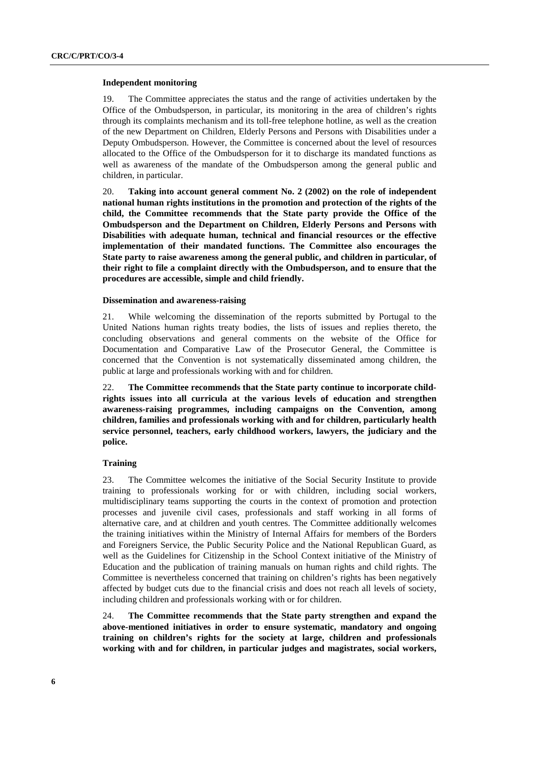**Independent monitoring**

19. The Committee appreciates the status and the range of activities undertaken by the Office of the Ombudsperson, in particular, its monitoring in the area of children's rights through its complaints mechanism and its toll-free telephone hotline, as well as the creation of the new Department on Children, Elderly Persons and Persons with Disabilities under a Deputy Ombudsperson. However, the Committee is concerned about the level of resources allocated to the Office of the Ombudsperson for it to discharge its mandated functions as well as awareness of the mandate of the Ombudsperson among the general public and children, in particular.

20. **Taking into account general comment No. 2 (2002) on the role of independent national human rights institutions in the promotion and protection of the rights of the child, the Committee recommends that the State party provide the Office of the Ombudsperson and the Department on Children, Elderly Persons and Persons with Disabilities with adequate human, technical and financial resources or the effective implementation of their mandated functions. The Committee also encourages the State party to raise awareness among the general public, and children in particular, of their right to file a complaint directly with the Ombudsperson, and to ensure that the procedures are accessible, simple and child friendly.**

**Dissemination and awareness-raising**

21. While welcoming the dissemination of the reports submitted by Portugal to the United Nations human rights treaty bodies, the lists of issues and replies thereto, the concluding observations and general comments on the website of the Office for Documentation and Comparative Law of the Prosecutor General, the Committee is concerned that the Convention is not systematically disseminated among children, the public at large and professionals working with and for children.

22. **The Committee recommends that the State party continue to incorporate child-rights issues into all curricula at the various levels of education and strengthen awareness-raising programmes, including campaigns on the Convention, among children, families and professionals working with and for children, particularly health service personnel, teachers, early childhood workers, lawyers, the judiciary and the police.**

**Training**

23. The Committee welcomes the initiative of the Social Security Institute to provide training to professionals working for or with children, including social workers, multidisciplinary teams supporting the courts in the context of promotion and protection processes and juvenile civil cases, professionals and staff working in all forms of alternative care, and at children and youth centres. The Committee additionally welcomes the training initiatives within the Ministry of Internal Affairs for members of the Borders and Foreigners Service, the Public Security Police and the National Republican Guard, as well as the Guidelines for Citizenship in the School Context initiative of the Ministry of Education and the publication of training manuals on human rights and child rights. The Committee is nevertheless concerned that training on children's rights has been negatively affected by budget cuts due to the financial crisis and does not reach all levels of society, including children and professionals working with or for children.

24. **The Committee recommends that the State party strengthen and expand the above-mentioned initiatives in order to ensure systematic, mandatory and ongoing training on children's rights for the society at large, children and professionals working with and for children, in particular judges and magistrates, social workers,**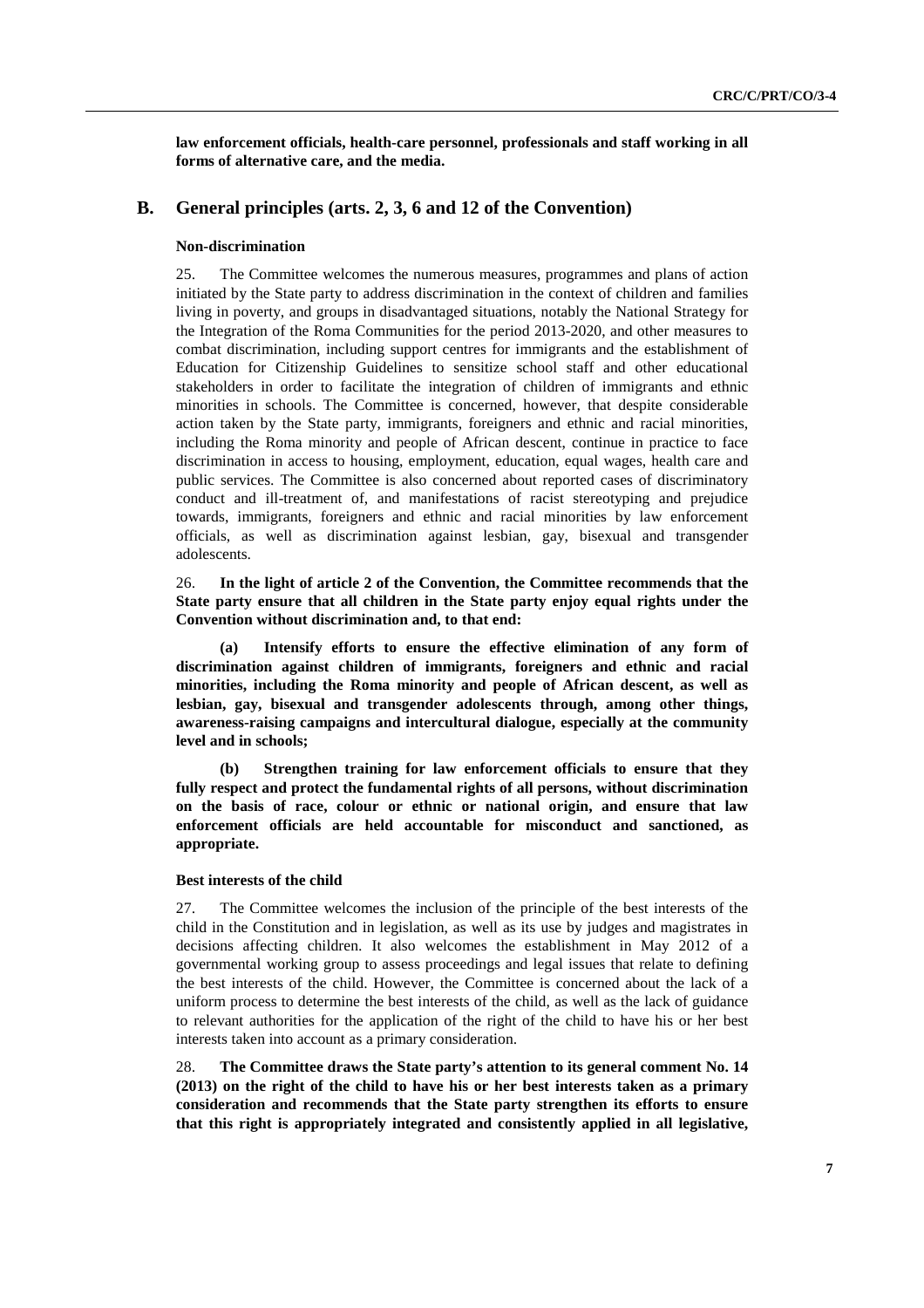**law enforcement officials, health-care personnel, professionals and staff working in all forms of alternative care, and the media.**

## B. General principles (arts. 2, 3, 6 and 12 of the Convention)

### Non-discrimination

25. The Committee welcomes the numerous measures, programmes and plans of action initiated by the State party to address discrimination in the context of children and families living in poverty, and groups in disadvantaged situations, notably the National Strategy for the Integration of the Roma Communities for the period 2013-2020, and other measures to combat discrimination, including support centres for immigrants and the establishment of Education for Citizenship Guidelines to sensitize school staff and other educational stakeholders in order to facilitate the integration of children of immigrants and ethnic minorities in schools. The Committee is concerned, however, that despite considerable action taken by the State party, immigrants, foreigners and ethnic and racial minorities, including the Roma minority and people of African descent, continue in practice to face discrimination in access to housing, employment, education, equal wages, health care and public services. The Committee is also concerned about reported cases of discriminatory conduct and ill-treatment of, and manifestations of racist stereotyping and prejudice towards, immigrants, foreigners and ethnic and racial minorities by law enforcement officials, as well as discrimination against lesbian, gay, bisexual and transgender adolescents.

26. **In the light of article 2 of the Convention, the Committee recommends that the State party ensure that all children in the State party enjoy equal rights under the Convention without discrimination and, to that end:**

**(a) Intensify efforts to ensure the effective elimination of any form of discrimination against children of immigrants, foreigners and ethnic and racial minorities, including the Roma minority and people of African descent, as well as lesbian, gay, bisexual and transgender adolescents through, among other things, awareness-raising campaigns and intercultural dialogue, especially at the community level and in schools;**

**(b) Strengthen training for law enforcement officials to ensure that they fully respect and protect the fundamental rights of all persons, without discrimination on the basis of race, colour or ethnic or national origin, and ensure that law enforcement officials are held accountable for misconduct and sanctioned, as appropriate.**

### Best interests of the child

27. The Committee welcomes the inclusion of the principle of the best interests of the child in the Constitution and in legislation, as well as its use by judges and magistrates in decisions affecting children. It also welcomes the establishment in May 2012 of a governmental working group to assess proceedings and legal issues that relate to defining the best interests of the child. However, the Committee is concerned about the lack of a uniform process to determine the best interests of the child, as well as the lack of guidance to relevant authorities for the application of the right of the child to have his or her best interests taken into account as a primary consideration.

28. **The Committee draws the State party's attention to its general comment No. 14 (2013) on the right of the child to have his or her best interests taken as a primary consideration and recommends that the State party strengthen its efforts to ensure that this right is appropriately integrated and consistently applied in all legislative,**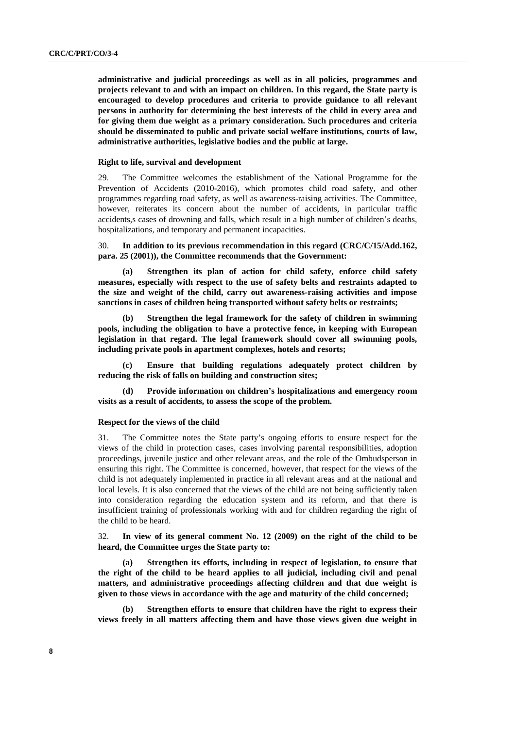**administrative and judicial proceedings as well as in all policies, programmes and projects relevant to and with an impact on children. In this regard, the State party is encouraged to develop procedures and criteria to provide guidance to all relevant persons in authority for determining the best interests of the child in every area and for giving them due weight as a primary consideration. Such procedures and criteria should be disseminated to public and private social welfare institutions, courts of law, administrative authorities, legislative bodies and the public at large.**

#### Right to life, survival and development

29. The Committee welcomes the establishment of the National Programme for the Prevention of Accidents (2010-2016), which promotes child road safety, and other programmes regarding road safety, as well as awareness-raising activities. The Committee, however, reiterates its concern about the number of accidents, in particular traffic accidents,s cases of drowning and falls, which result in a high number of children's deaths, hospitalizations, and temporary and permanent incapacities.

30. **In addition to its previous recommendation in this regard (CRC/C/15/Add.162, para. 25 (2001)), the Committee recommends that the Government:**

**(a) Strengthen its plan of action for child safety, enforce child safety measures, especially with respect to the use of safety belts and restraints adapted to the size and weight of the child, carry out awareness-raising activities and impose sanctions in cases of children being transported without safety belts or restraints;**

**(b) Strengthen the legal framework for the safety of children in swimming pools, including the obligation to have a protective fence, in keeping with European legislation in that regard. The legal framework should cover all swimming pools, including private pools in apartment complexes, hotels and resorts;**

**(c) Ensure that building regulations adequately protect children by reducing the risk of falls on building and construction sites;**

**(d) Provide information on children's hospitalizations and emergency room visits as a result of accidents, to assess the scope of the problem.**

#### Respect for the views of the child

31. The Committee notes the State party's ongoing efforts to ensure respect for the views of the child in protection cases, cases involving parental responsibilities, adoption proceedings, juvenile justice and other relevant areas, and the role of the Ombudsperson in ensuring this right. The Committee is concerned, however, that respect for the views of the child is not adequately implemented in practice in all relevant areas and at the national and local levels. It is also concerned that the views of the child are not being sufficiently taken into consideration regarding the education system and its reform, and that there is insufficient training of professionals working with and for children regarding the right of the child to be heard.

32. **In view of its general comment No. 12 (2009) on the right of the child to be heard, the Committee urges the State party to:**

**(a) Strengthen its efforts, including in respect of legislation, to ensure that the right of the child to be heard applies to all judicial, including civil and penal matters, and administrative proceedings affecting children and that due weight is given to those views in accordance with the age and maturity of the child concerned;**

**(b) Strengthen efforts to ensure that children have the right to express their views freely in all matters affecting them and have those views given due weight in**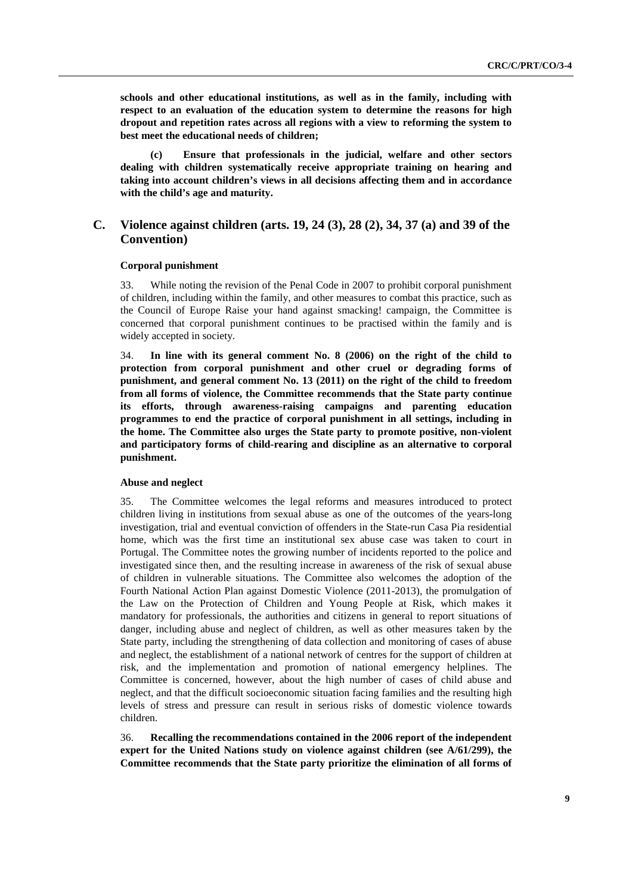**schools and other educational institutions, as well as in the family, including with respect to an evaluation of the education system to determine the reasons for high dropout and repetition rates across all regions with a view to reforming the system to best meet the educational needs of children;**

**(c) Ensure that professionals in the judicial, welfare and other sectors dealing with children systematically receive appropriate training on hearing and taking into account children's views in all decisions affecting them and in accordance with the child's age and maturity.**

## C. Violence against children (arts. 19, 24 (3), 28 (2), 34, 37 (a) and 39 of the Convention)

#### Corporal punishment

33. While noting the revision of the Penal Code in 2007 to prohibit corporal punishment of children, including within the family, and other measures to combat this practice, such as the Council of Europe Raise your hand against smacking! campaign, the Committee is concerned that corporal punishment continues to be practised within the family and is widely accepted in society.

34. **In line with its general comment No. 8 (2006) on the right of the child to protection from corporal punishment and other cruel or degrading forms of punishment, and general comment No. 13 (2011) on the right of the child to freedom from all forms of violence, the Committee recommends that the State party continue its efforts, through awareness-raising campaigns and parenting education programmes to end the practice of corporal punishment in all settings, including in the home. The Committee also urges the State party to promote positive, non-violent and participatory forms of child-rearing and discipline as an alternative to corporal punishment.**

#### Abuse and neglect

35. The Committee welcomes the legal reforms and measures introduced to protect children living in institutions from sexual abuse as one of the outcomes of the years-long investigation, trial and eventual conviction of offenders in the State-run Casa Pia residential home, which was the first time an institutional sex abuse case was taken to court in Portugal. The Committee notes the growing number of incidents reported to the police and investigated since then, and the resulting increase in awareness of the risk of sexual abuse of children in vulnerable situations. The Committee also welcomes the adoption of the Fourth National Action Plan against Domestic Violence (2011-2013), the promulgation of the Law on the Protection of Children and Young People at Risk, which makes it mandatory for professionals, the authorities and citizens in general to report situations of danger, including abuse and neglect of children, as well as other measures taken by the State party, including the strengthening of data collection and monitoring of cases of abuse and neglect, the establishment of a national network of centres for the support of children at risk, and the implementation and promotion of national emergency helplines. The Committee is concerned, however, about the high number of cases of child abuse and neglect, and that the difficult socioeconomic situation facing families and the resulting high levels of stress and pressure can result in serious risks of domestic violence towards children.

36. **Recalling the recommendations contained in the 2006 report of the independent expert for the United Nations study on violence against children (see A/61/299), the Committee recommends that the State party prioritize the elimination of all forms of**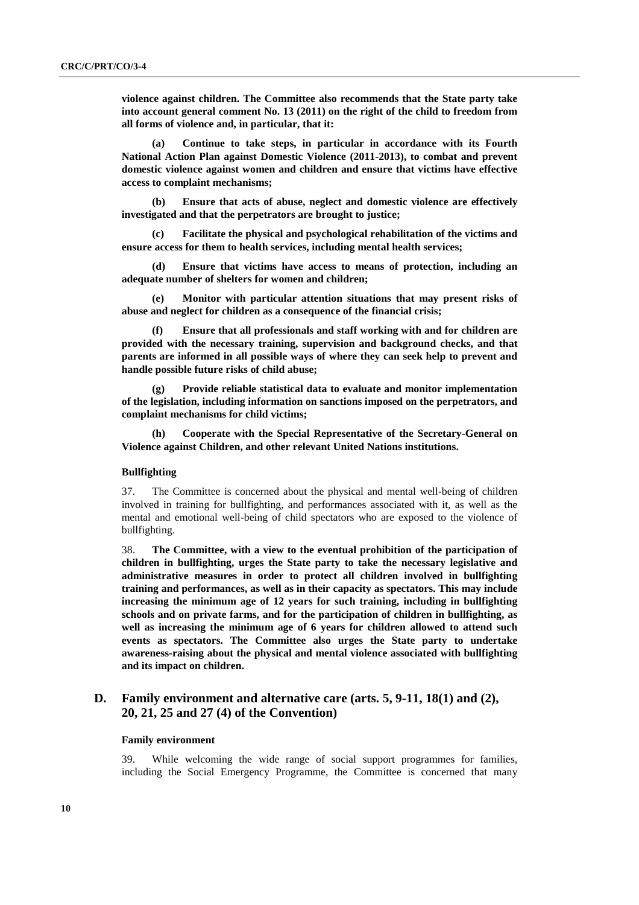**violence against children. The Committee also recommends that the State party take into account general comment No. 13 (2011) on the right of the child to freedom from all forms of violence and, in particular, that it:**

**(a) Continue to take steps, in particular in accordance with its Fourth National Action Plan against Domestic Violence (2011-2013), to combat and prevent domestic violence against women and children and ensure that victims have effective access to complaint mechanisms;**

**(b) Ensure that acts of abuse, neglect and domestic violence are effectively investigated and that the perpetrators are brought to justice;**

**(c) Facilitate the physical and psychological rehabilitation of the victims and ensure access for them to health services, including mental health services;**

**(d) Ensure that victims have access to means of protection, including an adequate number of shelters for women and children;**

**(e) Monitor with particular attention situations that may present risks of abuse and neglect for children as a consequence of the financial crisis;**

**(f) Ensure that all professionals and staff working with and for children are provided with the necessary training, supervision and background checks, and that parents are informed in all possible ways of where they can seek help to prevent and handle possible future risks of child abuse;**

**(g) Provide reliable statistical data to evaluate and monitor implementation of the legislation, including information on sanctions imposed on the perpetrators, and complaint mechanisms for child victims;**

**(h) Cooperate with the Special Representative of the Secretary-General on Violence against Children, and other relevant United Nations institutions.**

#### Bullfighting

37. The Committee is concerned about the physical and mental well-being of children involved in training for bullfighting, and performances associated with it, as well as the mental and emotional well-being of child spectators who are exposed to the violence of bullfighting.

38. **The Committee, with a view to the eventual prohibition of the participation of children in bullfighting, urges the State party to take the necessary legislative and administrative measures in order to protect all children involved in bullfighting training and performances, as well as in their capacity as spectators. This may include increasing the minimum age of 12 years for such training, including in bullfighting schools and on private farms, and for the participation of children in bullfighting, as well as increasing the minimum age of 6 years for children allowed to attend such events as spectators. The Committee also urges the State party to undertake awareness-raising about the physical and mental violence associated with bullfighting and its impact on children.**

## D. Family environment and alternative care (arts. 5, 9-11, 18(1) and (2), 20, 21, 25 and 27 (4) of the Convention)

#### Family environment

39. While welcoming the wide range of social support programmes for families, including the Social Emergency Programme, the Committee is concerned that many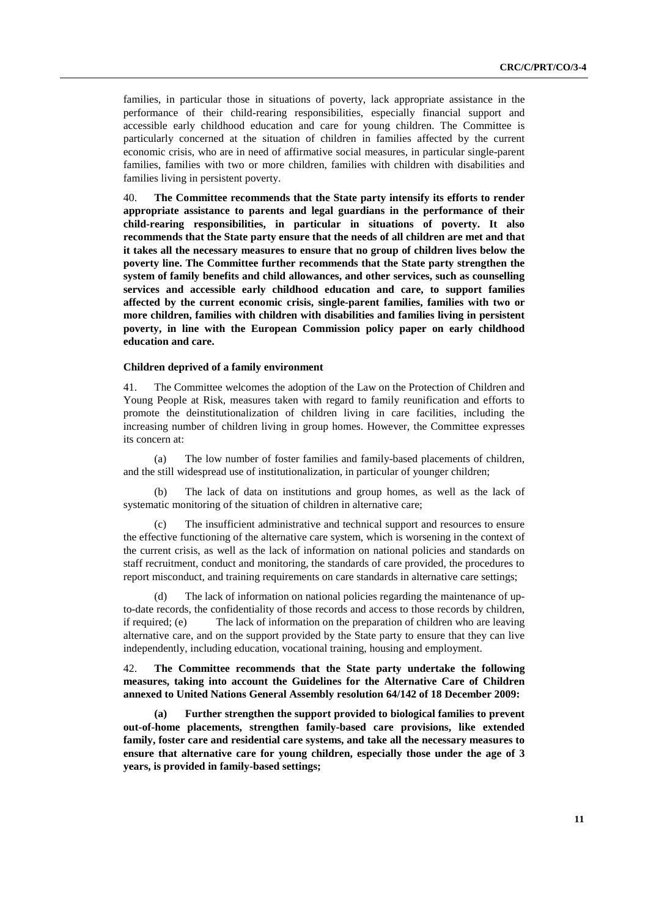families, in particular those in situations of poverty, lack appropriate assistance in the performance of their child-rearing responsibilities, especially financial support and accessible early childhood education and care for young children. The Committee is particularly concerned at the situation of children in families affected by the current economic crisis, who are in need of affirmative social measures, in particular single-parent families, families with two or more children, families with children with disabilities and families living in persistent poverty.

40. **The Committee recommends that the State party intensify its efforts to render appropriate assistance to parents and legal guardians in the performance of their child-rearing responsibilities, in particular in situations of poverty. It also recommends that the State party ensure that the needs of all children are met and that it takes all the necessary measures to ensure that no group of children lives below the poverty line. The Committee further recommends that the State party strengthen the system of family benefits and child allowances, and other services, such as counselling services and accessible early childhood education and care, to support families affected by the current economic crisis, single-parent families, families with two or more children, families with children with disabilities and families living in persistent poverty, in line with the European Commission policy paper on early childhood education and care.**

#### Children deprived of a family environment

41. The Committee welcomes the adoption of the Law on the Protection of Children and Young People at Risk, measures taken with regard to family reunification and efforts to promote the deinstitutionalization of children living in care facilities, including the increasing number of children living in group homes. However, the Committee expresses its concern at:

(a) The low number of foster families and family-based placements of children, and the still widespread use of institutionalization, in particular of younger children;

(b) The lack of data on institutions and group homes, as well as the lack of systematic monitoring of the situation of children in alternative care;

(c) The insufficient administrative and technical support and resources to ensure the effective functioning of the alternative care system, which is worsening in the context of the current crisis, as well as the lack of information on national policies and standards on staff recruitment, conduct and monitoring, the standards of care provided, the procedures to report misconduct, and training requirements on care standards in alternative care settings;

(d) The lack of information on national policies regarding the maintenance of up-to-date records, the confidentiality of those records and access to those records by children, if required; (e) The lack of information on the preparation of children who are leaving alternative care, and on the support provided by the State party to ensure that they can live independently, including education, vocational training, housing and employment.

42. **The Committee recommends that the State party undertake the following measures, taking into account the Guidelines for the Alternative Care of Children annexed to United Nations General Assembly resolution 64/142 of 18 December 2009:**

**(a) Further strengthen the support provided to biological families to prevent out-of-home placements, strengthen family-based care provisions, like extended family, foster care and residential care systems, and take all the necessary measures to ensure that alternative care for young children, especially those under the age of 3 years, is provided in family-based settings;**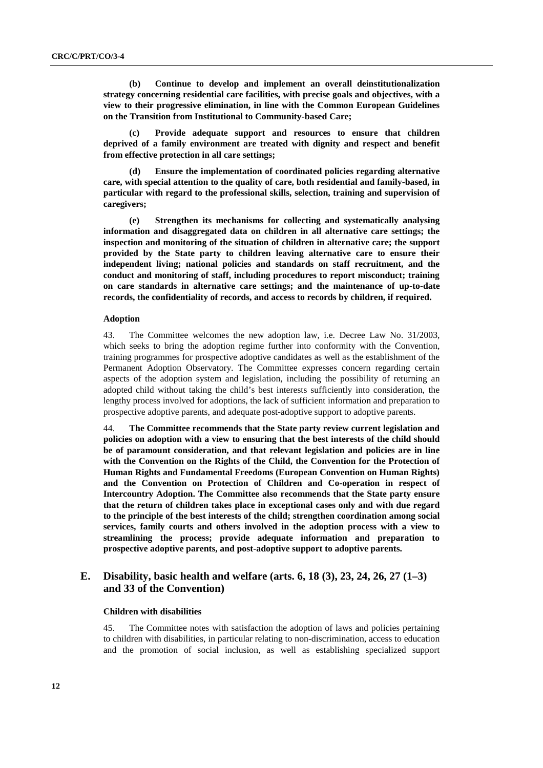**(b) Continue to develop and implement an overall deinstitutionalization strategy concerning residential care facilities, with precise goals and objectives, with a view to their progressive elimination, in line with the Common European Guidelines on the Transition from Institutional to Community-based Care;**

**(c) Provide adequate support and resources to ensure that children deprived of a family environment are treated with dignity and respect and benefit from effective protection in all care settings;**

**(d) Ensure the implementation of coordinated policies regarding alternative care, with special attention to the quality of care, both residential and family-based, in particular with regard to the professional skills, selection, training and supervision of caregivers;**

**(e) Strengthen its mechanisms for collecting and systematically analysing information and disaggregated data on children in all alternative care settings; the inspection and monitoring of the situation of children in alternative care; the support provided by the State party to children leaving alternative care to ensure their independent living; national policies and standards on staff recruitment, and the conduct and monitoring of staff, including procedures to report misconduct; training on care standards in alternative care settings; and the maintenance of up-to-date records, the confidentiality of records, and access to records by children, if required.**

#### Adoption

43. The Committee welcomes the new adoption law, i.e. Decree Law No. 31/2003, which seeks to bring the adoption regime further into conformity with the Convention, training programmes for prospective adoptive candidates as well as the establishment of the Permanent Adoption Observatory. The Committee expresses concern regarding certain aspects of the adoption system and legislation, including the possibility of returning an adopted child without taking the child's best interests sufficiently into consideration, the lengthy process involved for adoptions, the lack of sufficient information and preparation to prospective adoptive parents, and adequate post-adoptive support to adoptive parents.

44. **The Committee recommends that the State party review current legislation and policies on adoption with a view to ensuring that the best interests of the child should be of paramount consideration, and that relevant legislation and policies are in line with the Convention on the Rights of the Child, the Convention for the Protection of Human Rights and Fundamental Freedoms (European Convention on Human Rights) and the Convention on Protection of Children and Co-operation in respect of Intercountry Adoption. The Committee also recommends that the State party ensure that the return of children takes place in exceptional cases only and with due regard to the principle of the best interests of the child; strengthen coordination among social services, family courts and others involved in the adoption process with a view to streamlining the process; provide adequate information and preparation to prospective adoptive parents, and post-adoptive support to adoptive parents.**

## E. Disability, basic health and welfare (arts. 6, 18 (3), 23, 24, 26, 27 (1–3) and 33 of the Convention)

#### Children with disabilities

45. The Committee notes with satisfaction the adoption of laws and policies pertaining to children with disabilities, in particular relating to non-discrimination, access to education and the promotion of social inclusion, as well as establishing specialized support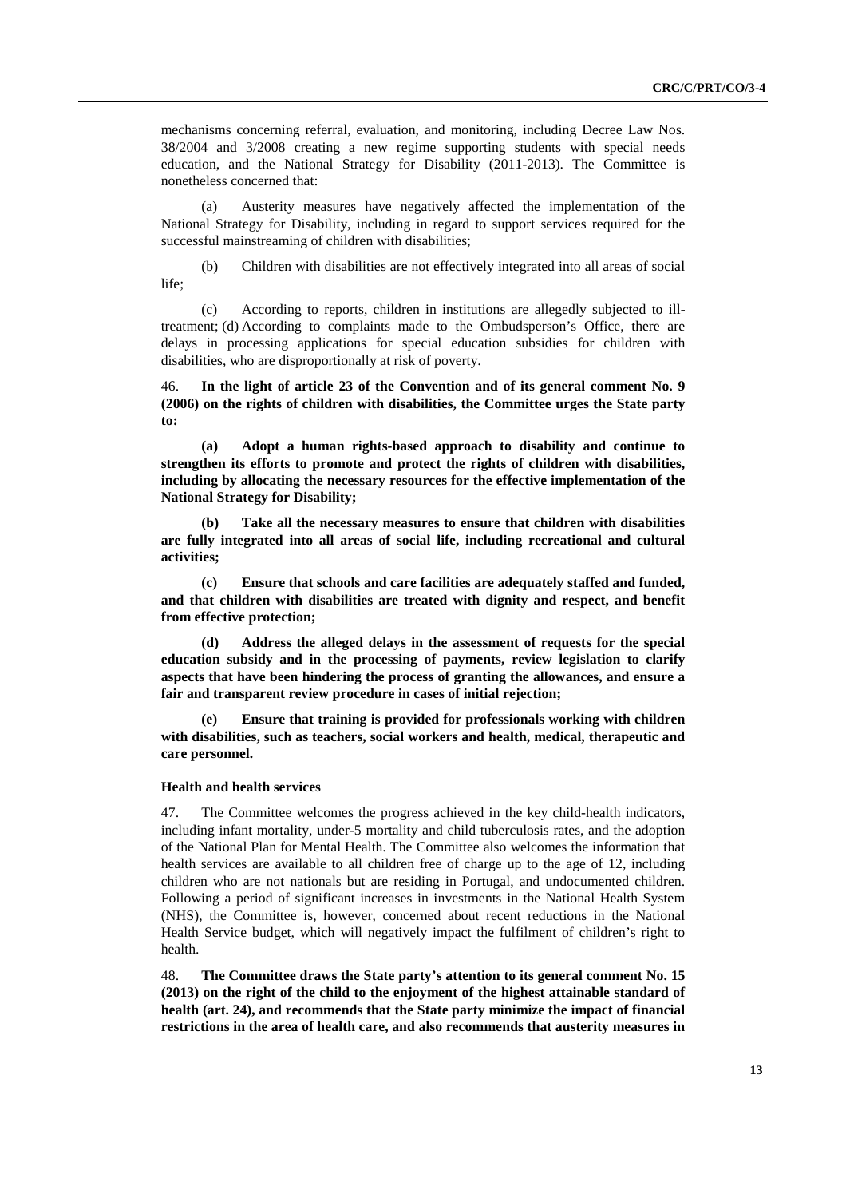mechanisms concerning referral, evaluation, and monitoring, including Decree Law Nos. 38/2004 and 3/2008 creating a new regime supporting students with special needs education, and the National Strategy for Disability (2011-2013). The Committee is nonetheless concerned that:

(a) Austerity measures have negatively affected the implementation of the National Strategy for Disability, including in regard to support services required for the successful mainstreaming of children with disabilities;

(b) Children with disabilities are not effectively integrated into all areas of social life;

(c) According to reports, children in institutions are allegedly subjected to ill-treatment; (d) According to complaints made to the Ombudsperson's Office, there are delays in processing applications for special education subsidies for children with disabilities, who are disproportionally at risk of poverty.

46. **In the light of article 23 of the Convention and of its general comment No. 9 (2006) on the rights of children with disabilities, the Committee urges the State party to:**

**(a) Adopt a human rights-based approach to disability and continue to strengthen its efforts to promote and protect the rights of children with disabilities, including by allocating the necessary resources for the effective implementation of the National Strategy for Disability;**

**(b) Take all the necessary measures to ensure that children with disabilities are fully integrated into all areas of social life, including recreational and cultural activities;**

**(c) Ensure that schools and care facilities are adequately staffed and funded, and that children with disabilities are treated with dignity and respect, and benefit from effective protection;**

**(d) Address the alleged delays in the assessment of requests for the special education subsidy and in the processing of payments, review legislation to clarify aspects that have been hindering the process of granting the allowances, and ensure a fair and transparent review procedure in cases of initial rejection;**

**(e) Ensure that training is provided for professionals working with children with disabilities, such as teachers, social workers and health, medical, therapeutic and care personnel.**

### Health and health services

47. The Committee welcomes the progress achieved in the key child-health indicators, including infant mortality, under-5 mortality and child tuberculosis rates, and the adoption of the National Plan for Mental Health. The Committee also welcomes the information that health services are available to all children free of charge up to the age of 12, including children who are not nationals but are residing in Portugal, and undocumented children. Following a period of significant increases in investments in the National Health System (NHS), the Committee is, however, concerned about recent reductions in the National Health Service budget, which will negatively impact the fulfilment of children's right to health.

48. **The Committee draws the State party's attention to its general comment No. 15 (2013) on the right of the child to the enjoyment of the highest attainable standard of health (art. 24), and recommends that the State party minimize the impact of financial restrictions in the area of health care, and also recommends that austerity measures in**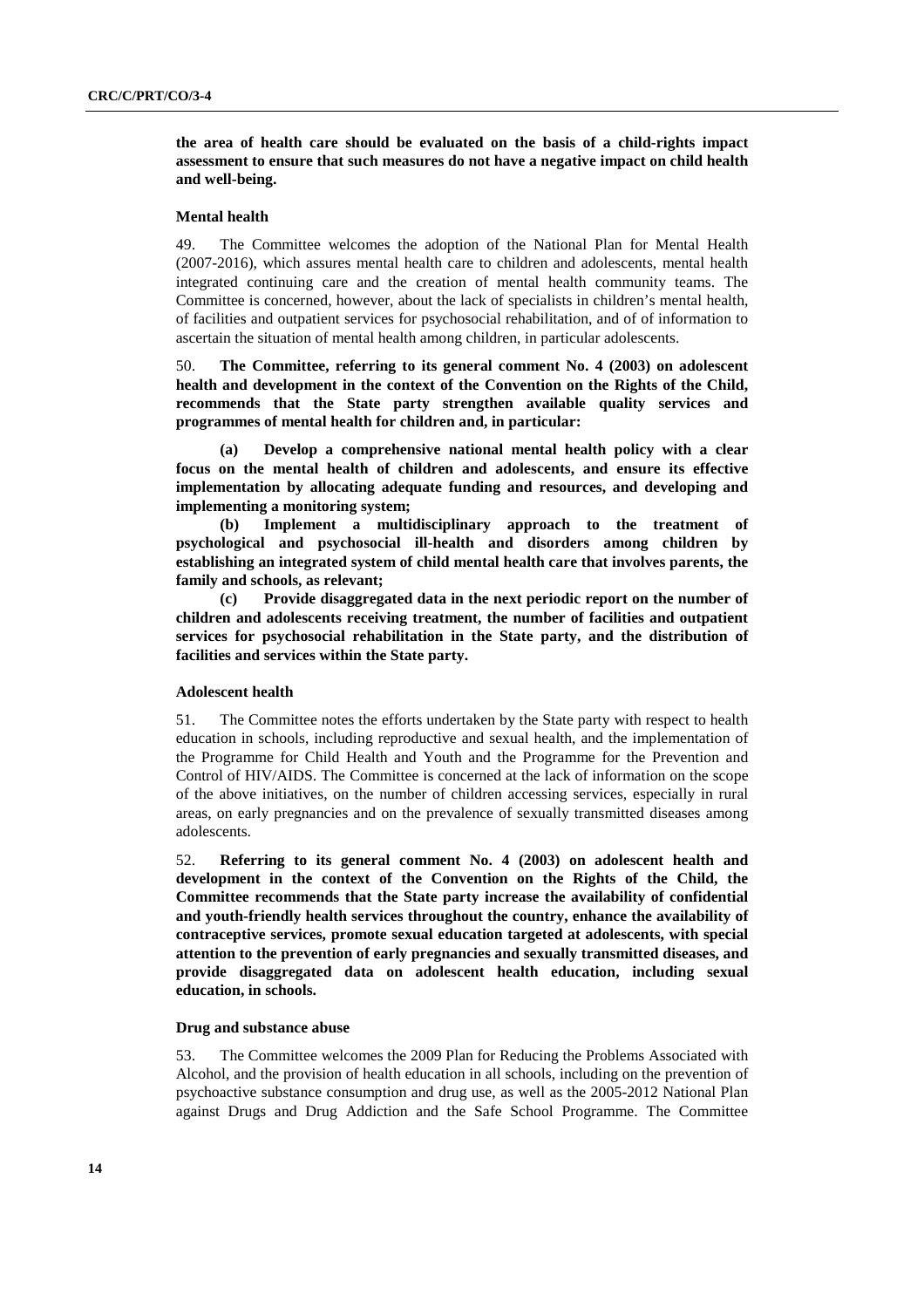**the area of health care should be evaluated on the basis of a child-rights impact assessment to ensure that such measures do not have a negative impact on child health and well-being.**

### Mental health

49. The Committee welcomes the adoption of the National Plan for Mental Health (2007-2016), which assures mental health care to children and adolescents, mental health integrated continuing care and the creation of mental health community teams. The Committee is concerned, however, about the lack of specialists in children's mental health, of facilities and outpatient services for psychosocial rehabilitation, and of of information to ascertain the situation of mental health among children, in particular adolescents.

50. **The Committee, referring to its general comment No. 4 (2003) on adolescent health and development in the context of the Convention on the Rights of the Child, recommends that the State party strengthen available quality services and programmes of mental health for children and, in particular:**

**(a) Develop a comprehensive national mental health policy with a clear focus on the mental health of children and adolescents, and ensure its effective implementation by allocating adequate funding and resources, and developing and implementing a monitoring system;**

**(b) Implement a multidisciplinary approach to the treatment of psychological and psychosocial ill-health and disorders among children by establishing an integrated system of child mental health care that involves parents, the family and schools, as relevant;**

**(c) Provide disaggregated data in the next periodic report on the number of children and adolescents receiving treatment, the number of facilities and outpatient services for psychosocial rehabilitation in the State party, and the distribution of facilities and services within the State party.**

### Adolescent health

51. The Committee notes the efforts undertaken by the State party with respect to health education in schools, including reproductive and sexual health, and the implementation of the Programme for Child Health and Youth and the Programme for the Prevention and Control of HIV/AIDS. The Committee is concerned at the lack of information on the scope of the above initiatives, on the number of children accessing services, especially in rural areas, on early pregnancies and on the prevalence of sexually transmitted diseases among adolescents.

52. **Referring to its general comment No. 4 (2003) on adolescent health and development in the context of the Convention on the Rights of the Child, the Committee recommends that the State party increase the availability of confidential and youth-friendly health services throughout the country, enhance the availability of contraceptive services, promote sexual education targeted at adolescents, with special attention to the prevention of early pregnancies and sexually transmitted diseases, and provide disaggregated data on adolescent health education, including sexual education, in schools.**

### Drug and substance abuse

53. The Committee welcomes the 2009 Plan for Reducing the Problems Associated with Alcohol, and the provision of health education in all schools, including on the prevention of psychoactive substance consumption and drug use, as well as the 2005-2012 National Plan against Drugs and Drug Addiction and the Safe School Programme. The Committee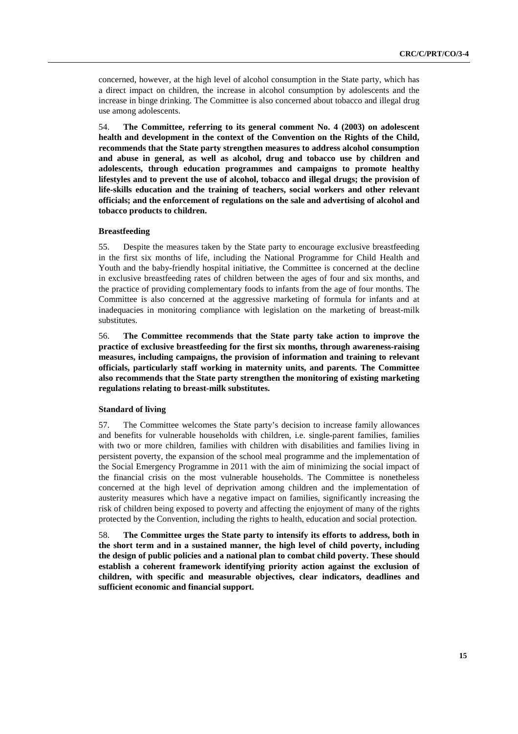concerned, however, at the high level of alcohol consumption in the State party, which has a direct impact on children, the increase in alcohol consumption by adolescents and the increase in binge drinking. The Committee is also concerned about tobacco and illegal drug use among adolescents.

54. **The Committee, referring to its general comment No. 4 (2003) on adolescent health and development in the context of the Convention on the Rights of the Child, recommends that the State party strengthen measures to address alcohol consumption and abuse in general, as well as alcohol, drug and tobacco use by children and adolescents, through education programmes and campaigns to promote healthy lifestyles and to prevent the use of alcohol, tobacco and illegal drugs; the provision of life-skills education and the training of teachers, social workers and other relevant officials; and the enforcement of regulations on the sale and advertising of alcohol and tobacco products to children.**

#### Breastfeeding

55. Despite the measures taken by the State party to encourage exclusive breastfeeding in the first six months of life, including the National Programme for Child Health and Youth and the baby-friendly hospital initiative, the Committee is concerned at the decline in exclusive breastfeeding rates of children between the ages of four and six months, and the practice of providing complementary foods to infants from the age of four months. The Committee is also concerned at the aggressive marketing of formula for infants and at inadequacies in monitoring compliance with legislation on the marketing of breast-milk substitutes.

56. **The Committee recommends that the State party take action to improve the practice of exclusive breastfeeding for the first six months, through awareness-raising measures, including campaigns, the provision of information and training to relevant officials, particularly staff working in maternity units, and parents. The Committee also recommends that the State party strengthen the monitoring of existing marketing regulations relating to breast-milk substitutes.**

#### Standard of living

57. The Committee welcomes the State party's decision to increase family allowances and benefits for vulnerable households with children, i.e. single-parent families, families with two or more children, families with children with disabilities and families living in persistent poverty, the expansion of the school meal programme and the implementation of the Social Emergency Programme in 2011 with the aim of minimizing the social impact of the financial crisis on the most vulnerable households. The Committee is nonetheless concerned at the high level of deprivation among children and the implementation of austerity measures which have a negative impact on families, significantly increasing the risk of children being exposed to poverty and affecting the enjoyment of many of the rights protected by the Convention, including the rights to health, education and social protection.

58. **The Committee urges the State party to intensify its efforts to address, both in the short term and in a sustained manner, the high level of child poverty, including the design of public policies and a national plan to combat child poverty. These should establish a coherent framework identifying priority action against the exclusion of children, with specific and measurable objectives, clear indicators, deadlines and sufficient economic and financial support.**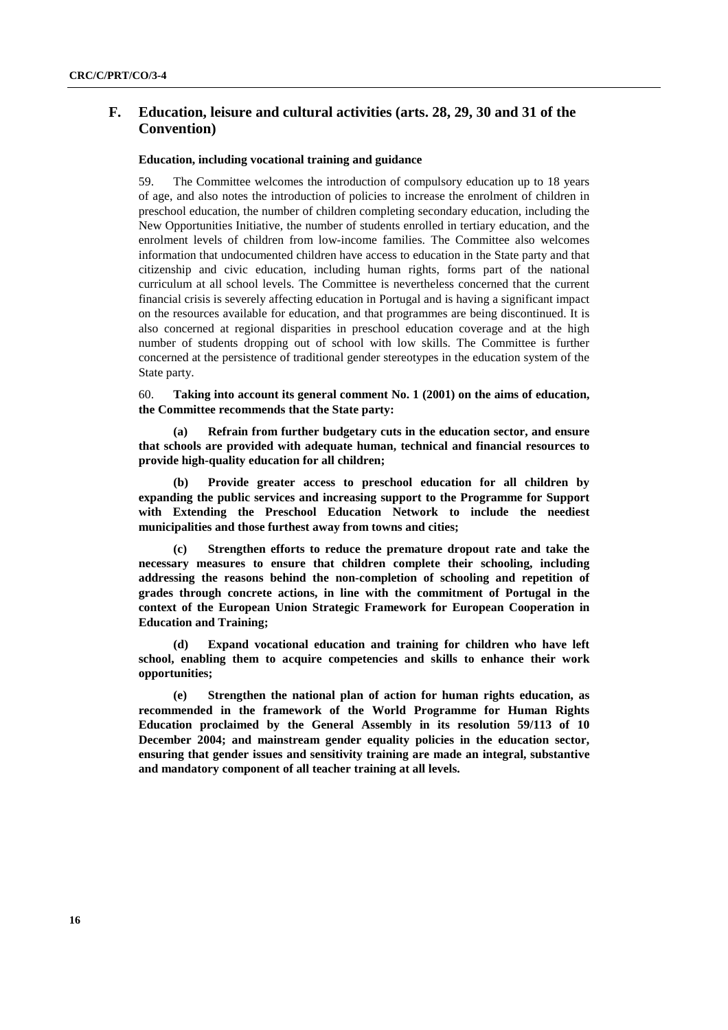## F. Education, leisure and cultural activities (arts. 28, 29, 30 and 31 of the Convention)

### Education, including vocational training and guidance

59. The Committee welcomes the introduction of compulsory education up to 18 years of age, and also notes the introduction of policies to increase the enrolment of children in preschool education, the number of children completing secondary education, including the New Opportunities Initiative, the number of students enrolled in tertiary education, and the enrolment levels of children from low-income families. The Committee also welcomes information that undocumented children have access to education in the State party and that citizenship and civic education, including human rights, forms part of the national curriculum at all school levels. The Committee is nevertheless concerned that the current financial crisis is severely affecting education in Portugal and is having a significant impact on the resources available for education, and that programmes are being discontinued. It is also concerned at regional disparities in preschool education coverage and at the high number of students dropping out of school with low skills. The Committee is further concerned at the persistence of traditional gender stereotypes in the education system of the State party.

60. **Taking into account its general comment No. 1 (2001) on the aims of education, the Committee recommends that the State party:**

**(a) Refrain from further budgetary cuts in the education sector, and ensure that schools are provided with adequate human, technical and financial resources to provide high-quality education for all children;**

**(b) Provide greater access to preschool education for all children by expanding the public services and increasing support to the Programme for Support with Extending the Preschool Education Network to include the neediest municipalities and those furthest away from towns and cities;**

**(c) Strengthen efforts to reduce the premature dropout rate and take the necessary measures to ensure that children complete their schooling, including addressing the reasons behind the non-completion of schooling and repetition of grades through concrete actions, in line with the commitment of Portugal in the context of the European Union Strategic Framework for European Cooperation in Education and Training;**

**(d) Expand vocational education and training for children who have left school, enabling them to acquire competencies and skills to enhance their work opportunities;**

**(e) Strengthen the national plan of action for human rights education, as recommended in the framework of the World Programme for Human Rights Education proclaimed by the General Assembly in its resolution 59/113 of 10 December 2004; and mainstream gender equality policies in the education sector, ensuring that gender issues and sensitivity training are made an integral, substantive and mandatory component of all teacher training at all levels.**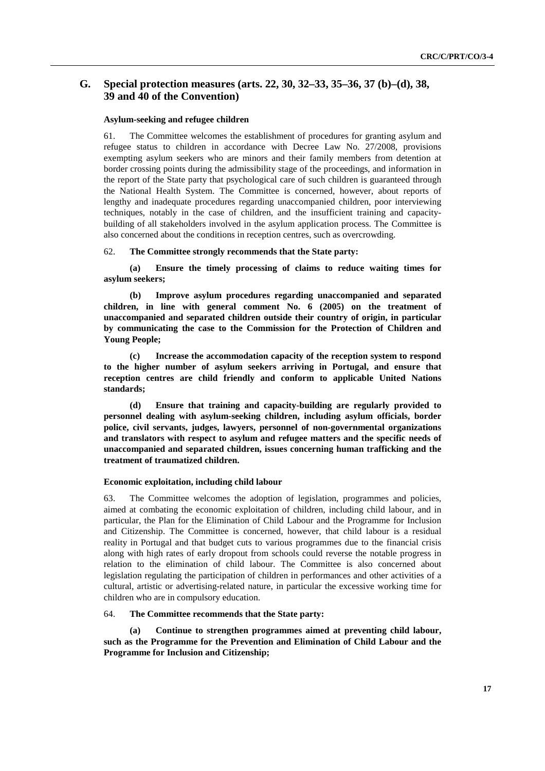## G. Special protection measures (arts. 22, 30, 32–33, 35–36, 37 (b)–(d), 38, 39 and 40 of the Convention)

### Asylum-seeking and refugee children

61. The Committee welcomes the establishment of procedures for granting asylum and refugee status to children in accordance with Decree Law No. 27/2008, provisions exempting asylum seekers who are minors and their family members from detention at border crossing points during the admissibility stage of the proceedings, and information in the report of the State party that psychological care of such children is guaranteed through the National Health System. The Committee is concerned, however, about reports of lengthy and inadequate procedures regarding unaccompanied children, poor interviewing techniques, notably in the case of children, and the insufficient training and capacity-building of all stakeholders involved in the asylum application process. The Committee is also concerned about the conditions in reception centres, such as overcrowding.

62. **The Committee strongly recommends that the State party:**

**(a) Ensure the timely processing of claims to reduce waiting times for asylum seekers;**

**(b) Improve asylum procedures regarding unaccompanied and separated children, in line with general comment No. 6 (2005) on the treatment of unaccompanied and separated children outside their country of origin, in particular by communicating the case to the Commission for the Protection of Children and Young People;**

**(c) Increase the accommodation capacity of the reception system to respond to the higher number of asylum seekers arriving in Portugal, and ensure that reception centres are child friendly and conform to applicable United Nations standards;**

**(d) Ensure that training and capacity-building are regularly provided to personnel dealing with asylum-seeking children, including asylum officials, border police, civil servants, judges, lawyers, personnel of non-governmental organizations and translators with respect to asylum and refugee matters and the specific needs of unaccompanied and separated children, issues concerning human trafficking and the treatment of traumatized children.**

### Economic exploitation, including child labour

63. The Committee welcomes the adoption of legislation, programmes and policies, aimed at combating the economic exploitation of children, including child labour, and in particular, the Plan for the Elimination of Child Labour and the Programme for Inclusion and Citizenship. The Committee is concerned, however, that child labour is a residual reality in Portugal and that budget cuts to various programmes due to the financial crisis along with high rates of early dropout from schools could reverse the notable progress in relation to the elimination of child labour. The Committee is also concerned about legislation regulating the participation of children in performances and other activities of a cultural, artistic or advertising-related nature, in particular the excessive working time for children who are in compulsory education.

64. **The Committee recommends that the State party:**

**(a) Continue to strengthen programmes aimed at preventing child labour, such as the Programme for the Prevention and Elimination of Child Labour and the Programme for Inclusion and Citizenship;**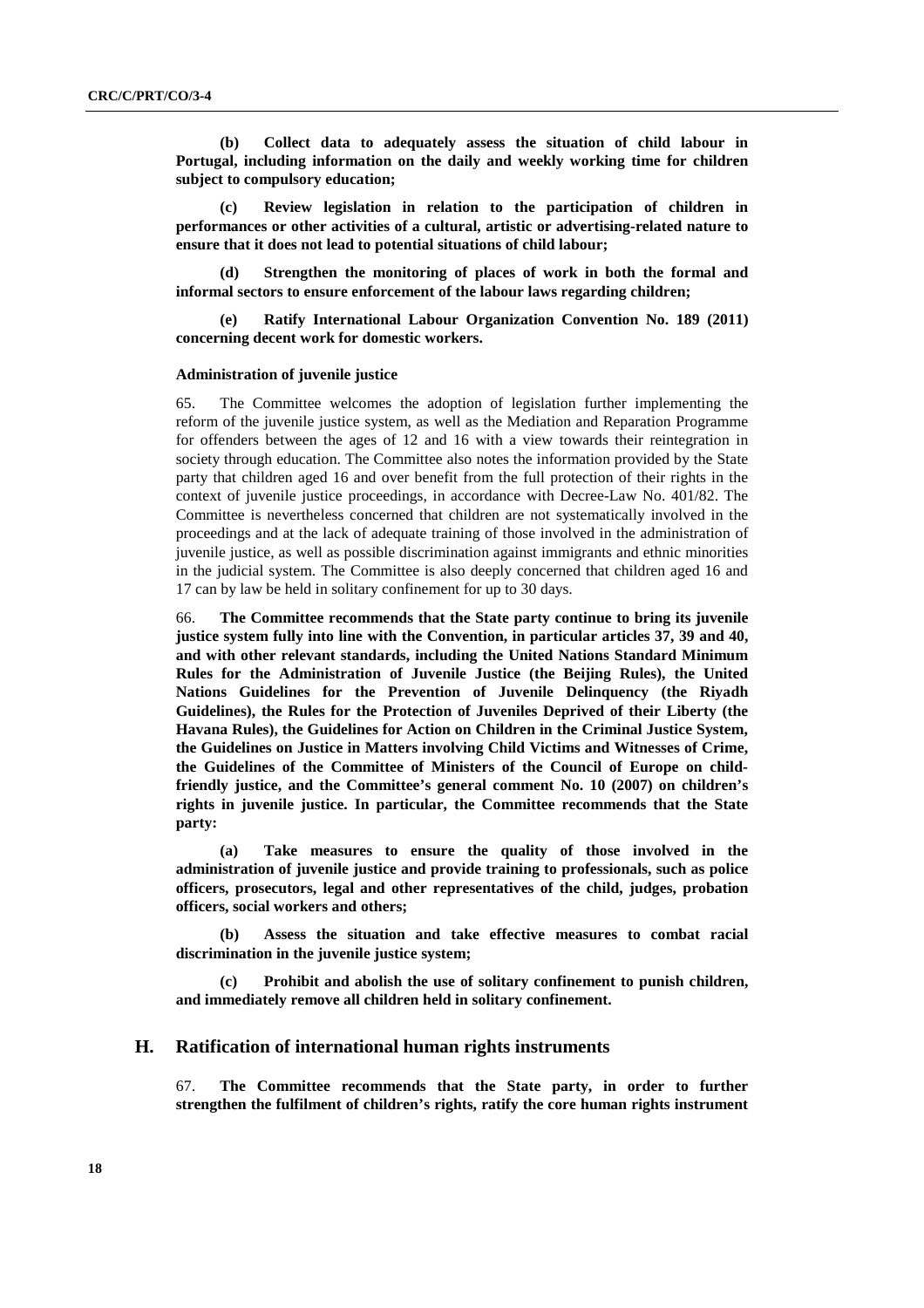**(b) Collect data to adequately assess the situation of child labour in Portugal, including information on the daily and weekly working time for children subject to compulsory education;**

**(c) Review legislation in relation to the participation of children in performances or other activities of a cultural, artistic or advertising-related nature to ensure that it does not lead to potential situations of child labour;**

**(d) Strengthen the monitoring of places of work in both the formal and informal sectors to ensure enforcement of the labour laws regarding children;**

**(e) Ratify International Labour Organization Convention No. 189 (2011) concerning decent work for domestic workers.**

#### Administration of juvenile justice

65. The Committee welcomes the adoption of legislation further implementing the reform of the juvenile justice system, as well as the Mediation and Reparation Programme for offenders between the ages of 12 and 16 with a view towards their reintegration in society through education. The Committee also notes the information provided by the State party that children aged 16 and over benefit from the full protection of their rights in the context of juvenile justice proceedings, in accordance with Decree-Law No. 401/82. The Committee is nevertheless concerned that children are not systematically involved in the proceedings and at the lack of adequate training of those involved in the administration of juvenile justice, as well as possible discrimination against immigrants and ethnic minorities in the judicial system. The Committee is also deeply concerned that children aged 16 and 17 can by law be held in solitary confinement for up to 30 days.

66. **The Committee recommends that the State party continue to bring its juvenile justice system fully into line with the Convention, in particular articles 37, 39 and 40, and with other relevant standards, including the United Nations Standard Minimum Rules for the Administration of Juvenile Justice (the Beijing Rules), the United Nations Guidelines for the Prevention of Juvenile Delinquency (the Riyadh Guidelines), the Rules for the Protection of Juveniles Deprived of their Liberty (the Havana Rules), the Guidelines for Action on Children in the Criminal Justice System, the Guidelines on Justice in Matters involving Child Victims and Witnesses of Crime, the Guidelines of the Committee of Ministers of the Council of Europe on child-friendly justice, and the Committee's general comment No. 10 (2007) on children's rights in juvenile justice. In particular, the Committee recommends that the State party:**

**(a) Take measures to ensure the quality of those involved in the administration of juvenile justice and provide training to professionals, such as police officers, prosecutors, legal and other representatives of the child, judges, probation officers, social workers and others;**

**(b) Assess the situation and take effective measures to combat racial discrimination in the juvenile justice system;**

**(c) Prohibit and abolish the use of solitary confinement to punish children, and immediately remove all children held in solitary confinement.**

## H. Ratification of international human rights instruments

67. **The Committee recommends that the State party, in order to further strengthen the fulfilment of children's rights, ratify the core human rights instrument**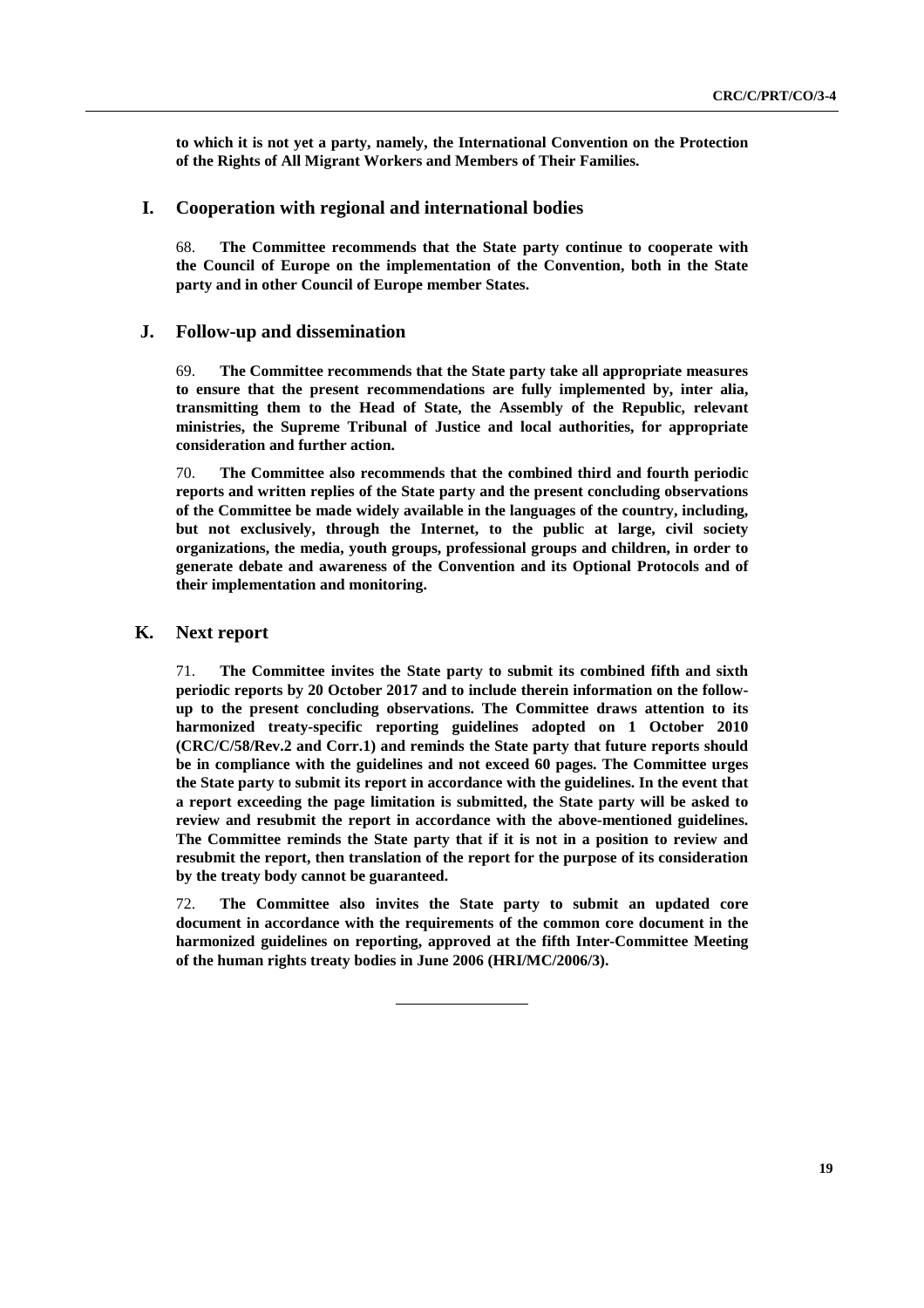**to which it is not yet a party, namely, the International Convention on the Protection of the Rights of All Migrant Workers and Members of Their Families.**

## I. Cooperation with regional and international bodies

68. **The Committee recommends that the State party continue to cooperate with the Council of Europe on the implementation of the Convention, both in the State party and in other Council of Europe member States.**

## J. Follow-up and dissemination

69. **The Committee recommends that the State party take all appropriate measures to ensure that the present recommendations are fully implemented by, inter alia, transmitting them to the Head of State, the Assembly of the Republic, relevant ministries, the Supreme Tribunal of Justice and local authorities, for appropriate consideration and further action.**

70. **The Committee also recommends that the combined third and fourth periodic reports and written replies of the State party and the present concluding observations of the Committee be made widely available in the languages of the country, including, but not exclusively, through the Internet, to the public at large, civil society organizations, the media, youth groups, professional groups and children, in order to generate debate and awareness of the Convention and its Optional Protocols and of their implementation and monitoring.**

## K. Next report

71. **The Committee invites the State party to submit its combined fifth and sixth periodic reports by 20 October 2017 and to include therein information on the follow-up to the present concluding observations. The Committee draws attention to its harmonized treaty-specific reporting guidelines adopted on 1 October 2010 (CRC/C/58/Rev.2 and Corr.1) and reminds the State party that future reports should be in compliance with the guidelines and not exceed 60 pages. The Committee urges the State party to submit its report in accordance with the guidelines. In the event that a report exceeding the page limitation is submitted, the State party will be asked to review and resubmit the report in accordance with the above-mentioned guidelines. The Committee reminds the State party that if it is not in a position to review and resubmit the report, then translation of the report for the purpose of its consideration by the treaty body cannot be guaranteed.**

72. **The Committee also invites the State party to submit an updated core document in accordance with the requirements of the common core document in the harmonized guidelines on reporting, approved at the fifth Inter-Committee Meeting of the human rights treaty bodies in June 2006 (HRI/MC/2006/3).**